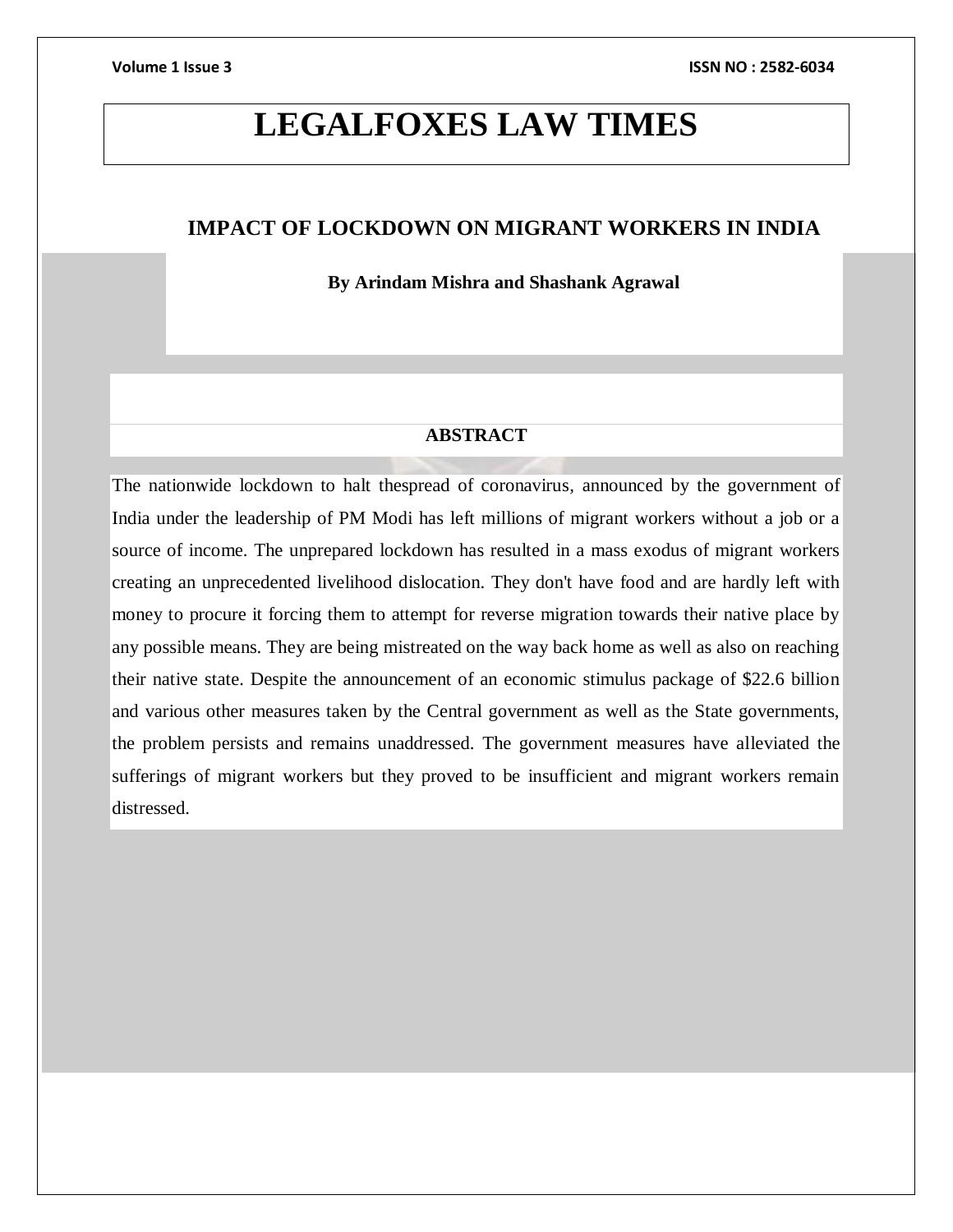# LEGALFOXES LAW TIMES

## IMPACT OF LOCKDOWN ON MIGRANT WORKERS IN INDIA

**By Arindam Mishra and Shashank Agrawal**

### ABSTRACT

The nationwide lockdown to halt thespread of coronavirus, announced by the government of India under the leadership of PM Modi has left millions of migrant workers without a job or a source of income. The unprepared lockdown has resulted in a mass exodus of migrant workers creating an unprecedented livelihood dislocation. They don't have food and are hardly left with money to procure it forcing them to attempt for reverse migration towards their native place by any possible means. They are being mistreated on the way back home as well as also on reaching their native state. Despite the announcement of an economic stimulus package of $22.6 billion and various other measures taken by the Central government as well as the State governments, the problem persists and remains unaddressed. The government measures have alleviated the sufferings of migrant workers but they proved to be insufficient and migrant workers remain distressed.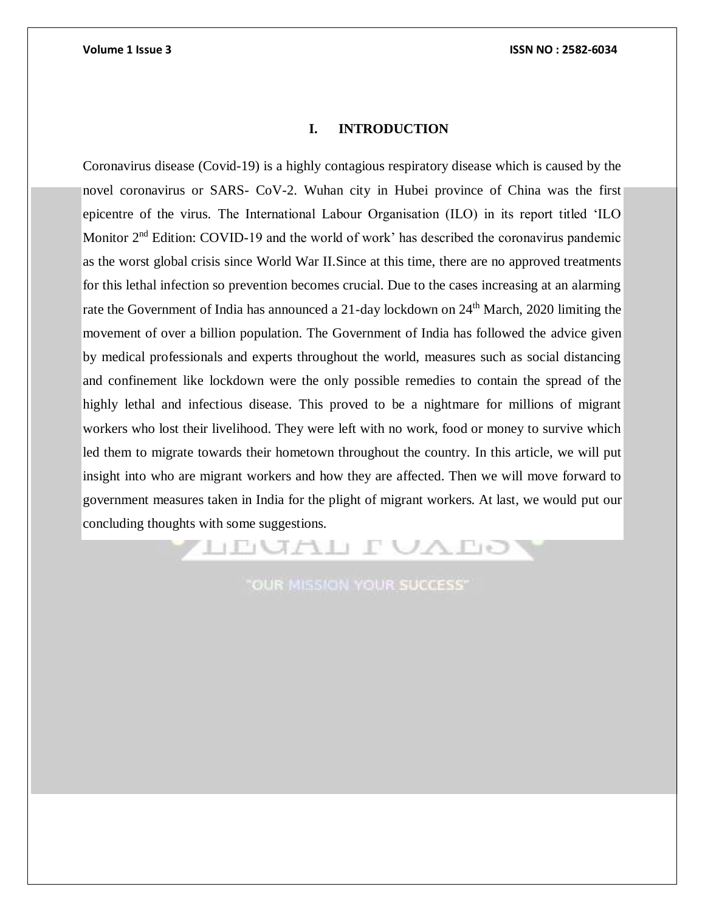## I. INTRODUCTION

Coronavirus disease (Covid-19) is a highly contagious respiratory disease which is caused by the novel coronavirus or SARS- CoV-2. Wuhan city in Hubei province of China was the first epicentre of the virus. The International Labour Organisation (ILO) in its report titled 'ILO Monitor 2nd Edition: COVID-19 and the world of work' has described the coronavirus pandemic as the worst global crisis since World War II.Since at this time, there are no approved treatments for this lethal infection so prevention becomes crucial. Due to the cases increasing at an alarming rate the Government of India has announced a 21-day lockdown on 24th March, 2020 limiting the movement of over a billion population. The Government of India has followed the advice given by medical professionals and experts throughout the world, measures such as social distancing and confinement like lockdown were the only possible remedies to contain the spread of the highly lethal and infectious disease. This proved to be a nightmare for millions of migrant workers who lost their livelihood. They were left with no work, food or money to survive which led them to migrate towards their hometown throughout the country. In this article, we will put insight into who are migrant workers and how they are affected. Then we will move forward to government measures taken in India for the plight of migrant workers. At last, we would put our concluding thoughts with some suggestions.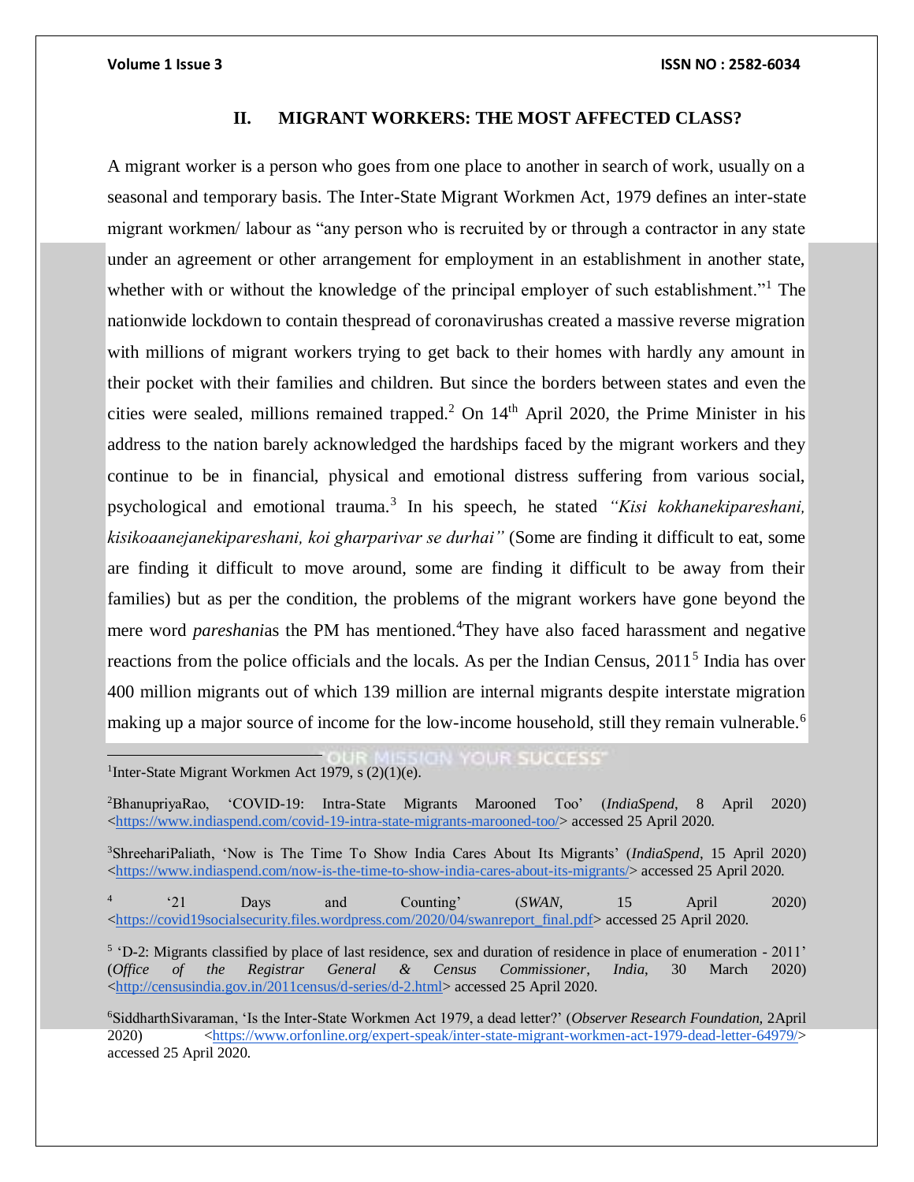## II. MIGRANT WORKERS: THE MOST AFFECTED CLASS?

A migrant worker is a person who goes from one place to another in search of work, usually on a seasonal and temporary basis. The Inter-State Migrant Workmen Act, 1979 defines an inter-state migrant workmen/ labour as "any person who is recruited by or through a contractor in any state under an agreement or other arrangement for employment in an establishment in another state, whether with or without the knowledge of the principal employer of such establishment."[1] The nationwide lockdown to contain thespread of coronavirushas created a massive reverse migration with millions of migrant workers trying to get back to their homes with hardly any amount in their pocket with their families and children. But since the borders between states and even the cities were sealed, millions remained trapped.[2] On 14th April 2020, the Prime Minister in his address to the nation barely acknowledged the hardships faced by the migrant workers and they continue to be in financial, physical and emotional distress suffering from various social, psychological and emotional trauma.[3] In his speech, he stated *"Kisi kokhanekipareshani, kisikoaanejanekipareshani, koi gharparivar se durhai"* (Some are finding it difficult to eat, some are finding it difficult to move around, some are finding it difficult to be away from their families) but as per the condition, the problems of the migrant workers have gone beyond the mere word *pareshani*as the PM has mentioned.[4]They have also faced harassment and negative reactions from the police officials and the locals. As per the Indian Census, 2011[5] India has over 400 million migrants out of which 139 million are internal migrants despite interstate migration making up a major source of income for the low-income household, still they remain vulnerable.[6]

---

[1]Inter-State Migrant Workmen Act 1979, s (2)(1)(e).

[2]BhanupriyaRao, 'COVID-19: Intra-State Migrants Marooned Too' (*IndiaSpend*, 8 April 2020) <https://www.indiaspend.com/covid-19-intra-state-migrants-marooned-too/> accessed 25 April 2020.

[3]ShreehariPaliath, 'Now is The Time To Show India Cares About Its Migrants' (*IndiaSpend*, 15 April 2020) <https://www.indiaspend.com/now-is-the-time-to-show-india-cares-about-its-migrants/> accessed 25 April 2020.

[4] '21 Days and Counting' (*SWAN*, 15 April 2020) <https://covid19socialsecurity.files.wordpress.com/2020/04/swanreport_final.pdf> accessed 25 April 2020.

[5] 'D-2: Migrants classified by place of last residence, sex and duration of residence in place of enumeration - 2011' (*Office of the Registrar General & Census Commissioner, India*, 30 March 2020) <http://censusindia.gov.in/2011census/d-series/d-2.html> accessed 25 April 2020.

[6]SiddharthSivaraman, 'Is the Inter-State Workmen Act 1979, a dead letter?' (*Observer Research Foundation*, 2April 2020) <https://www.orfonline.org/expert-speak/inter-state-migrant-workmen-act-1979-dead-letter-64979/> accessed 25 April 2020.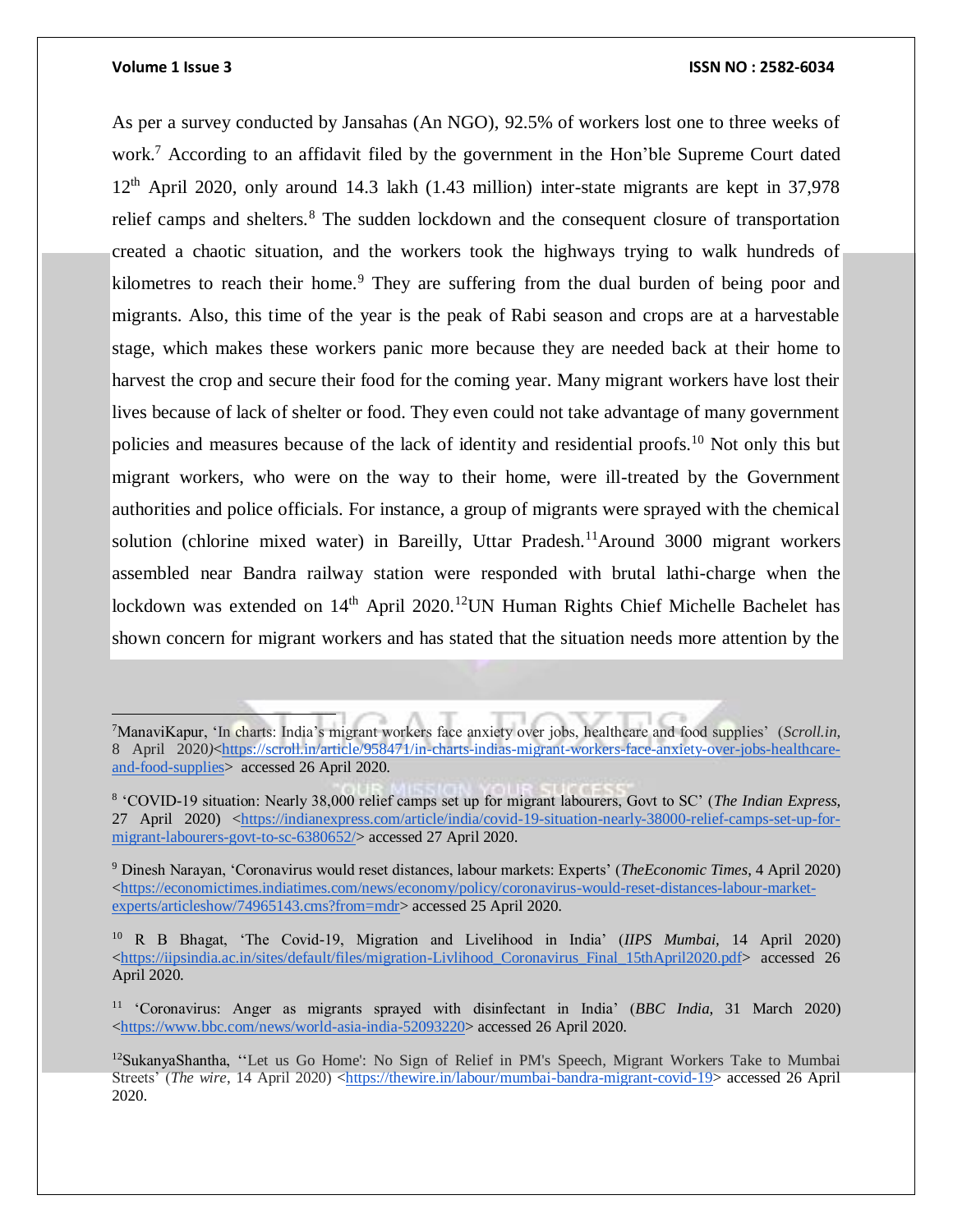As per a survey conducted by Jansahas (An NGO), 92.5% of workers lost one to three weeks of work.[7] According to an affidavit filed by the government in the Hon'ble Supreme Court dated 12th April 2020, only around 14.3 lakh (1.43 million) inter-state migrants are kept in 37,978 relief camps and shelters.[8] The sudden lockdown and the consequent closure of transportation created a chaotic situation, and the workers took the highways trying to walk hundreds of kilometres to reach their home.[9] They are suffering from the dual burden of being poor and migrants. Also, this time of the year is the peak of Rabi season and crops are at a harvestable stage, which makes these workers panic more because they are needed back at their home to harvest the crop and secure their food for the coming year. Many migrant workers have lost their lives because of lack of shelter or food. They even could not take advantage of many government policies and measures because of the lack of identity and residential proofs.[10] Not only this but migrant workers, who were on the way to their home, were ill-treated by the Government authorities and police officials. For instance, a group of migrants were sprayed with the chemical solution (chlorine mixed water) in Bareilly, Uttar Pradesh.[11] Around 3000 migrant workers assembled near Bandra railway station were responded with brutal lathi-charge when the lockdown was extended on 14th April 2020.[12] UN Human Rights Chief Michelle Bachelet has shown concern for migrant workers and has stated that the situation needs more attention by the

---

[7] ManaviKapur, 'In charts: India's migrant workers face anxiety over jobs, healthcare and food supplies' (*Scroll.in*, 8 April 2020)<https://scroll.in/article/958471/in-charts-indias-migrant-workers-face-anxiety-over-jobs-healthcare-and-food-supplies> accessed 26 April 2020.

[8] 'COVID-19 situation: Nearly 38,000 relief camps set up for migrant labourers, Govt to SC' (*The Indian Express*, 27 April 2020) <https://indianexpress.com/article/india/covid-19-situation-nearly-38000-relief-camps-set-up-for-migrant-labourers-govt-to-sc-6380652/> accessed 27 April 2020.

[9] Dinesh Narayan, 'Coronavirus would reset distances, labour markets: Experts' (*TheEconomic Times*, 4 April 2020) <https://economictimes.indiatimes.com/news/economy/policy/coronavirus-would-reset-distances-labour-market-experts/articleshow/74965143.cms?from=mdr> accessed 25 April 2020.

[10] R B Bhagat, 'The Covid-19, Migration and Livelihood in India' (*IIPS Mumbai*, 14 April 2020) <https://iipsindia.ac.in/sites/default/files/migration-Livlihood_Coronavirus_Final_15thApril2020.pdf> accessed 26 April 2020.

[11] 'Coronavirus: Anger as migrants sprayed with disinfectant in India' (*BBC India*, 31 March 2020) <https://www.bbc.com/news/world-asia-india-52093220> accessed 26 April 2020.

[12] SukanyaShantha, ''Let us Go Home': No Sign of Relief in PM's Speech, Migrant Workers Take to Mumbai Streets' (*The wire*, 14 April 2020) <https://thewire.in/labour/mumbai-bandra-migrant-covid-19> accessed 26 April 2020.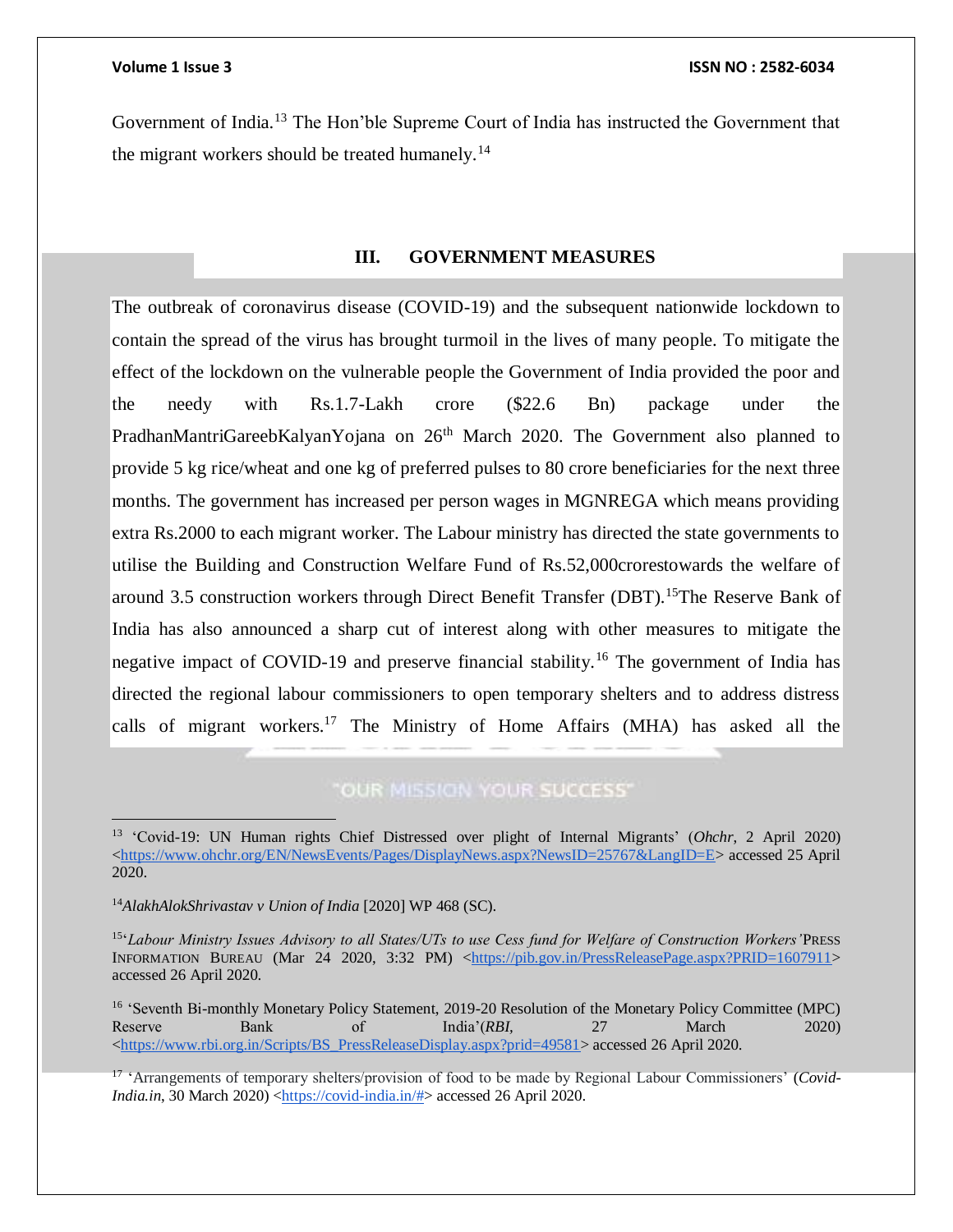Government of India.[13] The Hon'ble Supreme Court of India has instructed the Government that the migrant workers should be treated humanely.[14]

## III. GOVERNMENT MEASURES

The outbreak of coronavirus disease (COVID-19) and the subsequent nationwide lockdown to contain the spread of the virus has brought turmoil in the lives of many people. To mitigate the effect of the lockdown on the vulnerable people the Government of India provided the poor and the needy with Rs.1.7-Lakh crore ($22.6 Bn) package under the PradhanMantriGareebKalyanYojana on 26th March 2020. The Government also planned to provide 5 kg rice/wheat and one kg of preferred pulses to 80 crore beneficiaries for the next three months. The government has increased per person wages in MGNREGA which means providing extra Rs.2000 to each migrant worker. The Labour ministry has directed the state governments to utilise the Building and Construction Welfare Fund of Rs.52,000crorestowards the welfare of around 3.5 construction workers through Direct Benefit Transfer (DBT).[15]The Reserve Bank of India has also announced a sharp cut of interest along with other measures to mitigate the negative impact of COVID-19 and preserve financial stability.[16] The government of India has directed the regional labour commissioners to open temporary shelters and to address distress calls of migrant workers.[17] The Ministry of Home Affairs (MHA) has asked all the

---

[13] 'Covid-19: UN Human rights Chief Distressed over plight of Internal Migrants' (*Ohchr*, 2 April 2020) <https://www.ohchr.org/EN/NewsEvents/Pages/DisplayNews.aspx?NewsID=25767&LangID=E> accessed 25 April 2020.

[14] *AlakhAlokShrivastav v Union of India* [2020] WP 468 (SC).

[15] '*Labour Ministry Issues Advisory to all States/UTs to use Cess fund for Welfare of Construction Workers*' PRESS INFORMATION BUREAU (Mar 24 2020, 3:32 PM) <https://pib.gov.in/PressReleasePage.aspx?PRID=1607911> accessed 26 April 2020.

[16] 'Seventh Bi-monthly Monetary Policy Statement, 2019-20 Resolution of the Monetary Policy Committee (MPC) Reserve Bank of India'(*RBI*, 27 March 2020) <https://www.rbi.org.in/Scripts/BS_PressReleaseDisplay.aspx?prid=49581> accessed 26 April 2020.

[17] 'Arrangements of temporary shelters/provision of food to be made by Regional Labour Commissioners' (*Covid-India.in*, 30 March 2020) <https://covid-india.in/#> accessed 26 April 2020.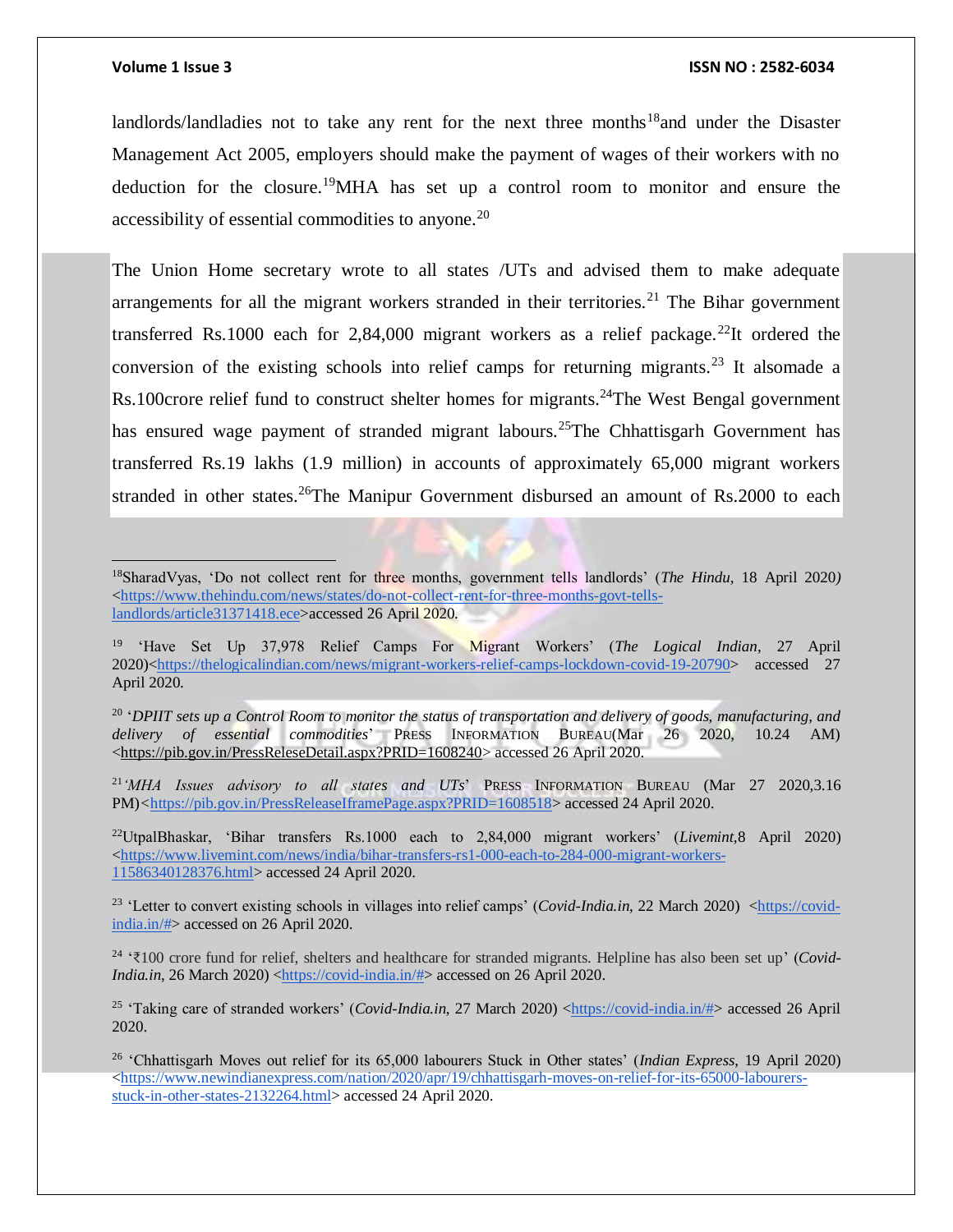landlords/landladies not to take any rent for the next three months[18]and under the Disaster Management Act 2005, employers should make the payment of wages of their workers with no deduction for the closure.[19]MHA has set up a control room to monitor and ensure the accessibility of essential commodities to anyone.[20]

The Union Home secretary wrote to all states /UTs and advised them to make adequate arrangements for all the migrant workers stranded in their territories.[21] The Bihar government transferred Rs.1000 each for 2,84,000 migrant workers as a relief package.[22]It ordered the conversion of the existing schools into relief camps for returning migrants.[23] It alsomade a Rs.100crore relief fund to construct shelter homes for migrants.[24]The West Bengal government has ensured wage payment of stranded migrant labours.[25]The Chhattisgarh Government has transferred Rs.19 lakhs (1.9 million) in accounts of approximately 65,000 migrant workers stranded in other states.[26]The Manipur Government disbursed an amount of Rs.2000 to each

---

[18]SharadVyas, 'Do not collect rent for three months, government tells landlords' (*The Hindu,* 18 April 2020*)* <https://www.thehindu.com/news/states/do-not-collect-rent-for-three-months-govt-tells-landlords/article31371418.ece>accessed 26 April 2020*.*

[19] 'Have Set Up 37,978 Relief Camps For Migrant Workers' (*The Logical Indian*, 27 April 2020)<https://thelogicalindian.com/news/migrant-workers-relief-camps-lockdown-covid-19-20790> accessed 27 April 2020.

[20] '*DPIIT sets up a Control Room to monitor the status of transportation and delivery of goods, manufacturing, and delivery of essential commodities*' PRESS INFORMATION BUREAU(Mar 26 2020, 10.24 AM) <https://pib.gov.in/PressReleseDetail.aspx?PRID=1608240> accessed 26 April 2020.

[21]'*MHA Issues advisory to all states and UTs*' PRESS INFORMATION BUREAU (Mar 27 2020,3.16 PM)<https://pib.gov.in/PressReleaseIframePage.aspx?PRID=1608518> accessed 24 April 2020.

[22]UtpalBhaskar, 'Bihar transfers Rs.1000 each to 2,84,000 migrant workers' (*Livemint*,8 April 2020) <https://www.livemint.com/news/india/bihar-transfers-rs1-000-each-to-284-000-migrant-workers-11586340128376.html> accessed 24 April 2020.

[23] 'Letter to convert existing schools in villages into relief camps' (*Covid-India.in*, 22 March 2020) <https://covid-india.in/#> accessed on 26 April 2020.

[24] '₹100 crore fund for relief, shelters and healthcare for stranded migrants. Helpline has also been set up' (*Covid-India.in*, 26 March 2020) <https://covid-india.in/#> accessed on 26 April 2020.

[25] 'Taking care of stranded workers' (*Covid-India.in*, 27 March 2020) <https://covid-india.in/#> accessed 26 April 2020.

[26] 'Chhattisgarh Moves out relief for its 65,000 labourers Stuck in Other states' (*Indian Express*, 19 April 2020) <https://www.newindianexpress.com/nation/2020/apr/19/chhattisgarh-moves-on-relief-for-its-65000-labourers-stuck-in-other-states-2132264.html> accessed 24 April 2020.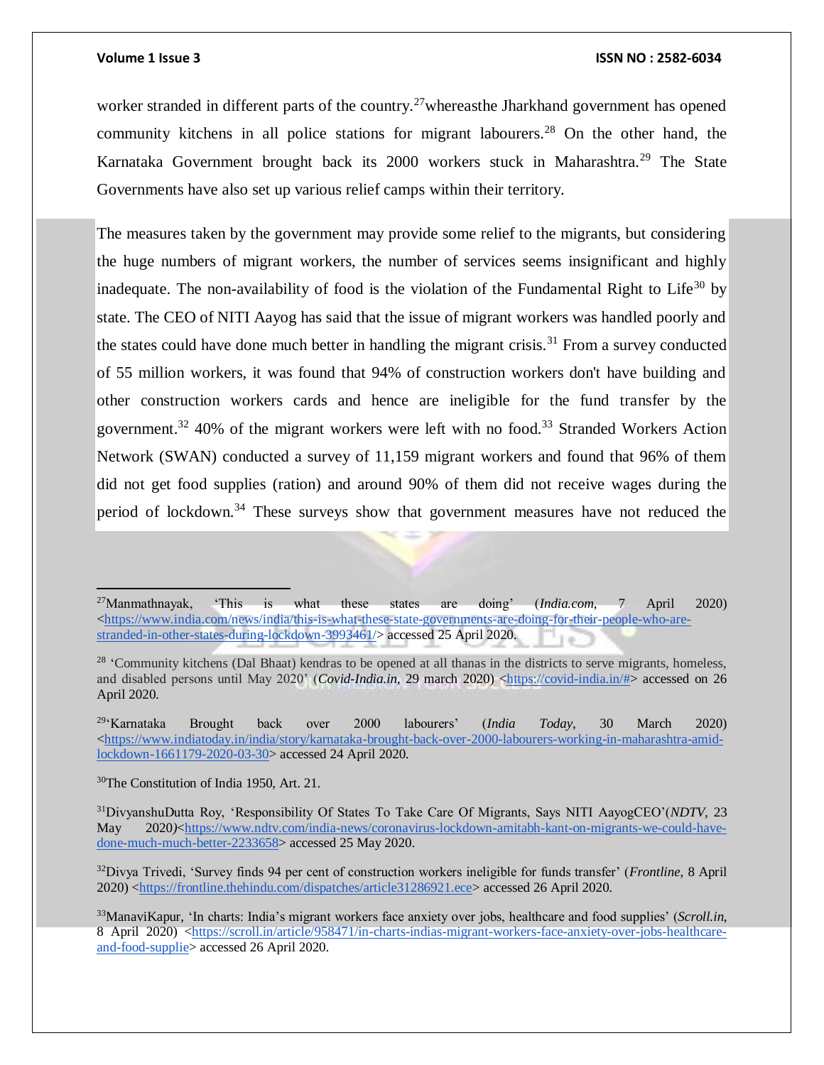worker stranded in different parts of the country.[27]whereasthe Jharkhand government has opened community kitchens in all police stations for migrant labourers.[28] On the other hand, the Karnataka Government brought back its 2000 workers stuck in Maharashtra.[29] The State Governments have also set up various relief camps within their territory.

The measures taken by the government may provide some relief to the migrants, but considering the huge numbers of migrant workers, the number of services seems insignificant and highly inadequate. The non-availability of food is the violation of the Fundamental Right to Life[30] by state. The CEO of NITI Aayog has said that the issue of migrant workers was handled poorly and the states could have done much better in handling the migrant crisis.[31] From a survey conducted of 55 million workers, it was found that 94% of construction workers don't have building and other construction workers cards and hence are ineligible for the fund transfer by the government.[32] 40% of the migrant workers were left with no food.[33] Stranded Workers Action Network (SWAN) conducted a survey of 11,159 migrant workers and found that 96% of them did not get food supplies (ration) and around 90% of them did not receive wages during the period of lockdown.[34] These surveys show that government measures have not reduced the

---

[27]Manmathnayak, 'This is what these states are doing' (*India.com*, 7 April 2020) <https://www.india.com/news/india/this-is-what-these-state-governments-are-doing-for-their-people-who-are-stranded-in-other-states-during-lockdown-3993461/> accessed 25 April 2020.

[28] 'Community kitchens (Dal Bhaat) kendras to be opened at all thanas in the districts to serve migrants, homeless, and disabled persons until May 2020' (*Covid-India.in*, 29 march 2020) <https://covid-india.in/#> accessed on 26 April 2020.

[29]'Karnataka Brought back over 2000 labourers' (*India Today*, 30 March 2020) <https://www.indiatoday.in/india/story/karnataka-brought-back-over-2000-labourers-working-in-maharashtra-amid-lockdown-1661179-2020-03-30> accessed 24 April 2020.

[30]The Constitution of India 1950, Art. 21.

[31]DivyanshuDutta Roy, 'Responsibility Of States To Take Care Of Migrants, Says NITI AayogCEO'(*NDTV*, 23 May 2020)<https://www.ndtv.com/india-news/coronavirus-lockdown-amitabh-kant-on-migrants-we-could-have-done-much-much-better-2233658> accessed 25 May 2020.

[32]Divya Trivedi, 'Survey finds 94 per cent of construction workers ineligible for funds transfer' (*Frontline*, 8 April 2020) <https://frontline.thehindu.com/dispatches/article31286921.ece> accessed 26 April 2020.

[33]ManaviKapur, 'In charts: India's migrant workers face anxiety over jobs, healthcare and food supplies' (*Scroll.in*, 8 April 2020) <https://scroll.in/article/958471/in-charts-indias-migrant-workers-face-anxiety-over-jobs-healthcare-and-food-supplie> accessed 26 April 2020.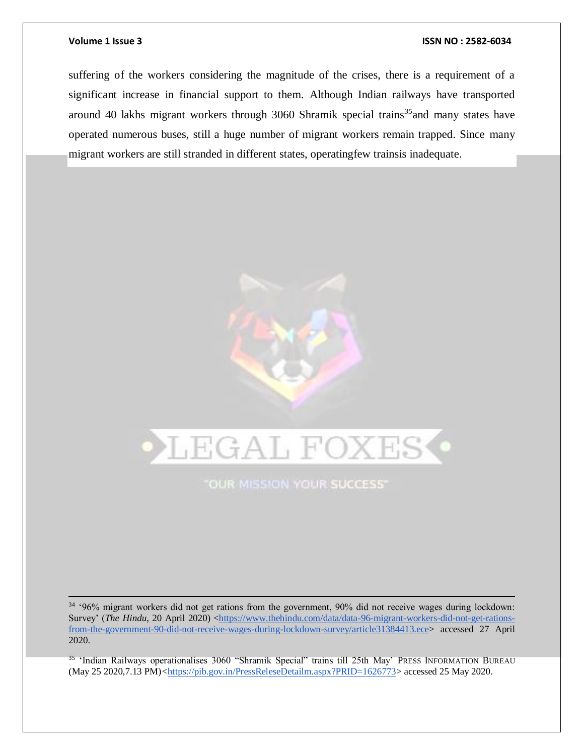suffering of the workers considering the magnitude of the crises, there is a requirement of a significant increase in financial support to them. Although Indian railways have transported around 40 lakhs migrant workers through 3060 Shramik special trains[35] and many states have operated numerous buses, still a huge number of migrant workers remain trapped. Since many migrant workers are still stranded in different states, operatingfew trainsis inadequate.

---

[34] '96% migrant workers did not get rations from the government, 90% did not receive wages during lockdown: Survey' (*The Hindu,* 20 April 2020) <https://www.thehindu.com/data/data-96-migrant-workers-did-not-get-rations-from-the-government-90-did-not-receive-wages-during-lockdown-survey/article31384413.ece> accessed 27 April 2020.

[35] 'Indian Railways operationalises 3060 "Shramik Special" trains till 25th May' PRESS INFORMATION BUREAU (May 25 2020,7.13 PM)<https://pib.gov.in/PressReleseDetailm.aspx?PRID=1626773> accessed 25 May 2020.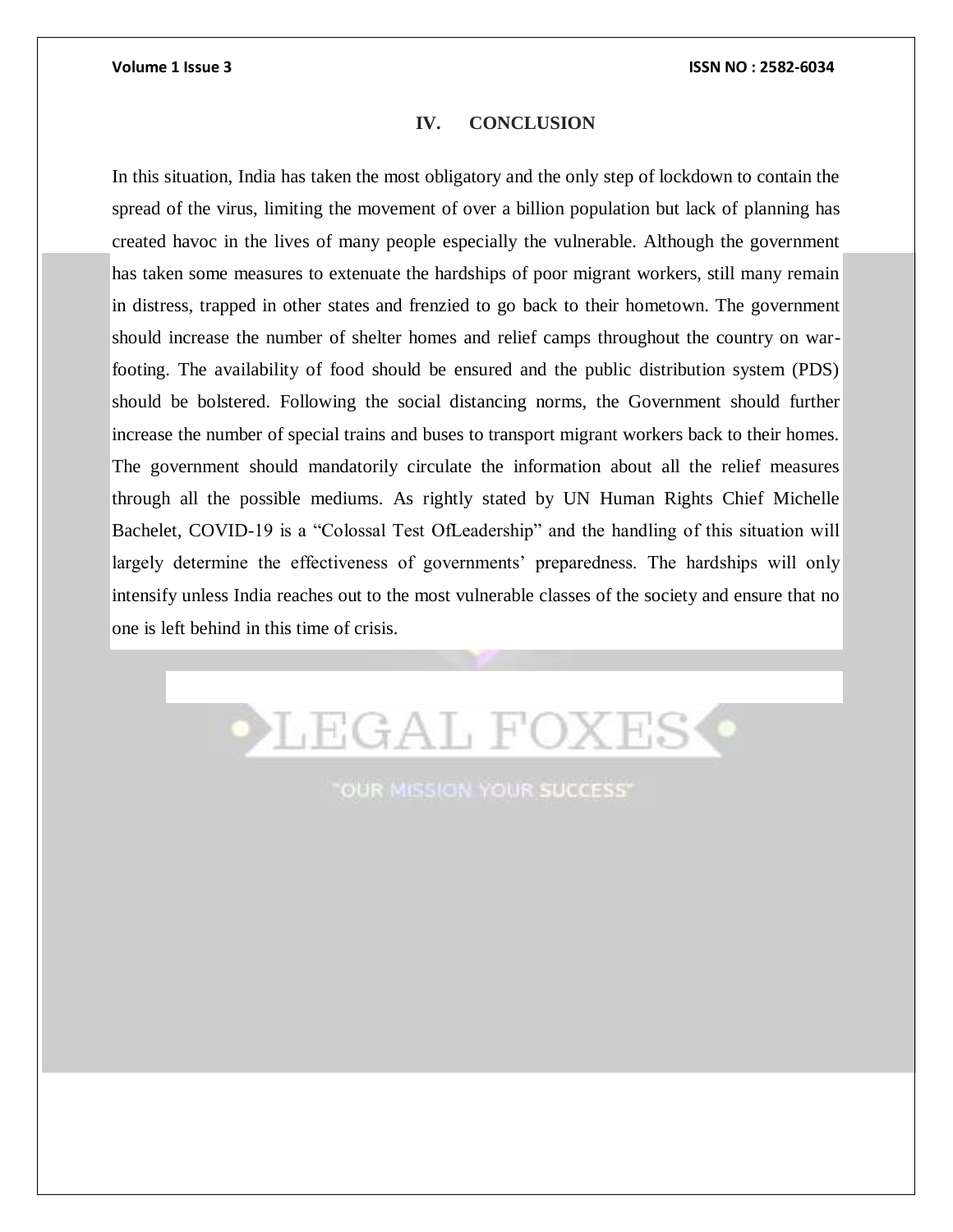## IV. CONCLUSION

In this situation, India has taken the most obligatory and the only step of lockdown to contain the spread of the virus, limiting the movement of over a billion population but lack of planning has created havoc in the lives of many people especially the vulnerable. Although the government has taken some measures to extenuate the hardships of poor migrant workers, still many remain in distress, trapped in other states and frenzied to go back to their hometown. The government should increase the number of shelter homes and relief camps throughout the country on war-footing. The availability of food should be ensured and the public distribution system (PDS) should be bolstered. Following the social distancing norms, the Government should further increase the number of special trains and buses to transport migrant workers back to their homes. The government should mandatorily circulate the information about all the relief measures through all the possible mediums. As rightly stated by UN Human Rights Chief Michelle Bachelet, COVID-19 is a "Colossal Test OfLeadership" and the handling of this situation will largely determine the effectiveness of governments' preparedness. The hardships will only intensify unless India reaches out to the most vulnerable classes of the society and ensure that no one is left behind in this time of crisis.